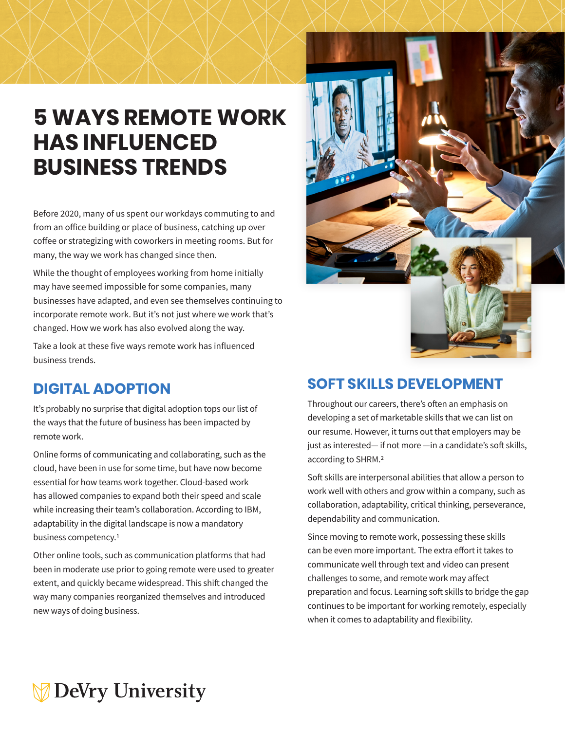# 5 WAYS REMOTE WORK HAS INFLUENCED BUSINESS TRENDS

Before 2020, many of us spent our workdays commuting to and from an office building or place of business, catching up over coffee or strategizing with coworkers in meeting rooms. But for many, the way we work has changed since then.

While the thought of employees working from home initially may have seemed impossible for some companies, many businesses have adapted, and even see themselves continuing to incorporate remote work. But it's not just where we work that's changed. How we work has also evolved along the way.

Take a look at these five ways remote work has influenced business trends.

## DIGITAL ADOPTION

It's probably no surprise that digital adoption tops our list of the ways that the future of business has been impacted by remote work.

Online forms of communicating and collaborating, such as the cloud, have been in use for some time, but have now become essential for how teams work together. Cloud-based work has allowed companies to expand both their speed and scale while increasing their team's collaboration. According to IBM, adaptability in the digital landscape is now a mandatory business competency.[1]

Other online tools, such as communication platforms that had been in moderate use prior to going remote were used to greater extent, and quickly became widespread. This shift changed the way many companies reorganized themselves and introduced new ways of doing business.

## SOFT SKILLS DEVELOPMENT

Throughout our careers, there's often an emphasis on developing a set of marketable skills that we can list on our resume. However, it turns out that employers may be just as interested— if not more —in a candidate's soft skills, according to SHRM.[2]

Soft skills are interpersonal abilities that allow a person to work well with others and grow within a company, such as collaboration, adaptability, critical thinking, perseverance, dependability and communication.

Since moving to remote work, possessing these skills can be even more important. The extra effort it takes to communicate well through text and video can present challenges to some, and remote work may affect preparation and focus. Learning soft skills to bridge the gap continues to be important for working remotely, especially when it comes to adaptability and flexibility.

DeVry University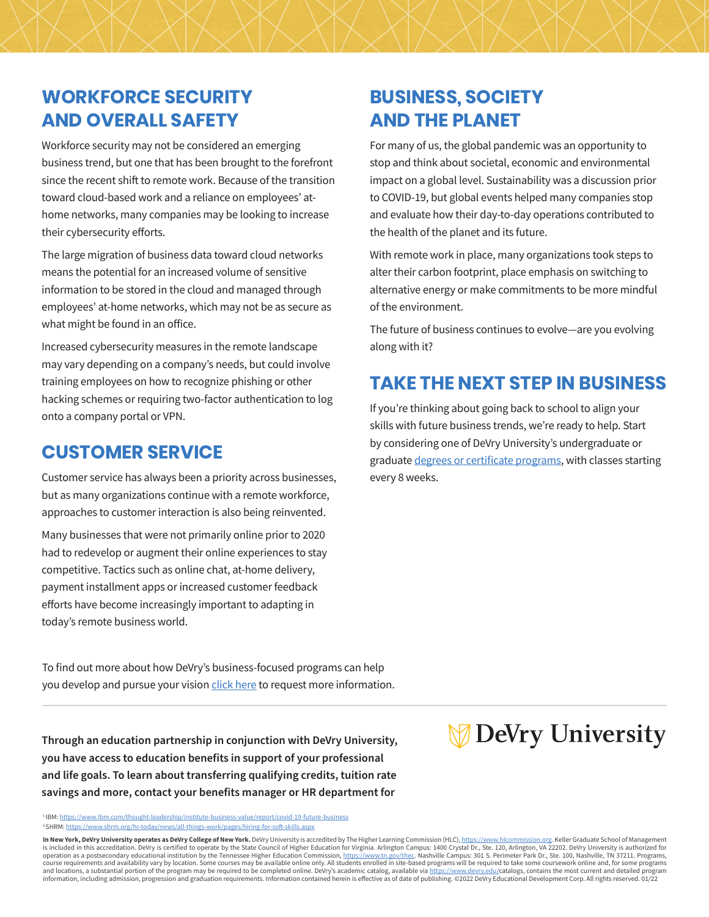## WORKFORCE SECURITY AND OVERALL SAFETY

Workforce security may not be considered an emerging business trend, but one that has been brought to the forefront since the recent shift to remote work. Because of the transition toward cloud-based work and a reliance on employees' at-home networks, many companies may be looking to increase their cybersecurity efforts.

The large migration of business data toward cloud networks means the potential for an increased volume of sensitive information to be stored in the cloud and managed through employees' at-home networks, which may not be as secure as what might be found in an office.

Increased cybersecurity measures in the remote landscape may vary depending on a company's needs, but could involve training employees on how to recognize phishing or other hacking schemes or requiring two-factor authentication to log onto a company portal or VPN.

## CUSTOMER SERVICE

Customer service has always been a priority across businesses, but as many organizations continue with a remote workforce, approaches to customer interaction is also being reinvented.

Many businesses that were not primarily online prior to 2020 had to redevelop or augment their online experiences to stay competitive. Tactics such as online chat, at-home delivery, payment installment apps or increased customer feedback efforts have become increasingly important to adapting in today's remote business world.

## BUSINESS, SOCIETY AND THE PLANET

For many of us, the global pandemic was an opportunity to stop and think about societal, economic and environmental impact on a global level. Sustainability was a discussion prior to COVID-19, but global events helped many companies stop and evaluate how their day-to-day operations contributed to the health of the planet and its future.

With remote work in place, many organizations took steps to alter their carbon footprint, place emphasis on switching to alternative energy or make commitments to be more mindful of the environment.

The future of business continues to evolve—are you evolving along with it?

## TAKE THE NEXT STEP IN BUSINESS

If you're thinking about going back to school to align your skills with future business trends, we're ready to help. Start by considering one of DeVry University's undergraduate or graduate degrees or certificate programs, with classes starting every 8 weeks.

To find out more about how DeVry's business-focused programs can help you develop and pursue your vision click here to request more information.

**Through an education partnership in conjunction with DeVry University, you have access to education benefits in support of your professional and life goals. To learn about transferring qualifying credits, tuition rate savings and more, contact your benefits manager or HR department for**

DeVry University

[1] IBM: https://www.ibm.com/thought-leadership/institute-business-value/report/covid-19-future-business
[2] SHRM: https://www.shrm.org/hr-today/news/all-things-work/pages/hiring-for-soft-skills.aspx

**In New York, DeVry University operates as DeVry College of New York.** DeVry University is accredited by The Higher Learning Commission (HLC), https://www.hlcommission.org. Keller Graduate School of Management is included in this accreditation. DeVry is certified to operate by the State Council of Higher Education for Virginia. Arlington Campus: 1400 Crystal Dr., Ste. 120, Arlington, VA 22202. DeVry University is authorized for operation as a postsecondary educational institution by the Tennessee Higher Education Commission, https://www.tn.gov/thec. Nashville Campus: 301 S. Perimeter Park Dr., Ste. 100, Nashville, TN 37211. Programs, course requirements and availability vary by location. Some courses may be available online only. All students enrolled in site-based programs will be required to take some coursework online and, for some programs and locations, a substantial portion of the program may be required to be completed online. DeVry's academic catalog, available via https://www.devry.edu/catalogs, contains the most current and detailed program information, including admission, progression and graduation requirements. Information contained herein is effective as of date of publishing. ©2022 DeVry Educational Development Corp. All rights reserved. 01/22